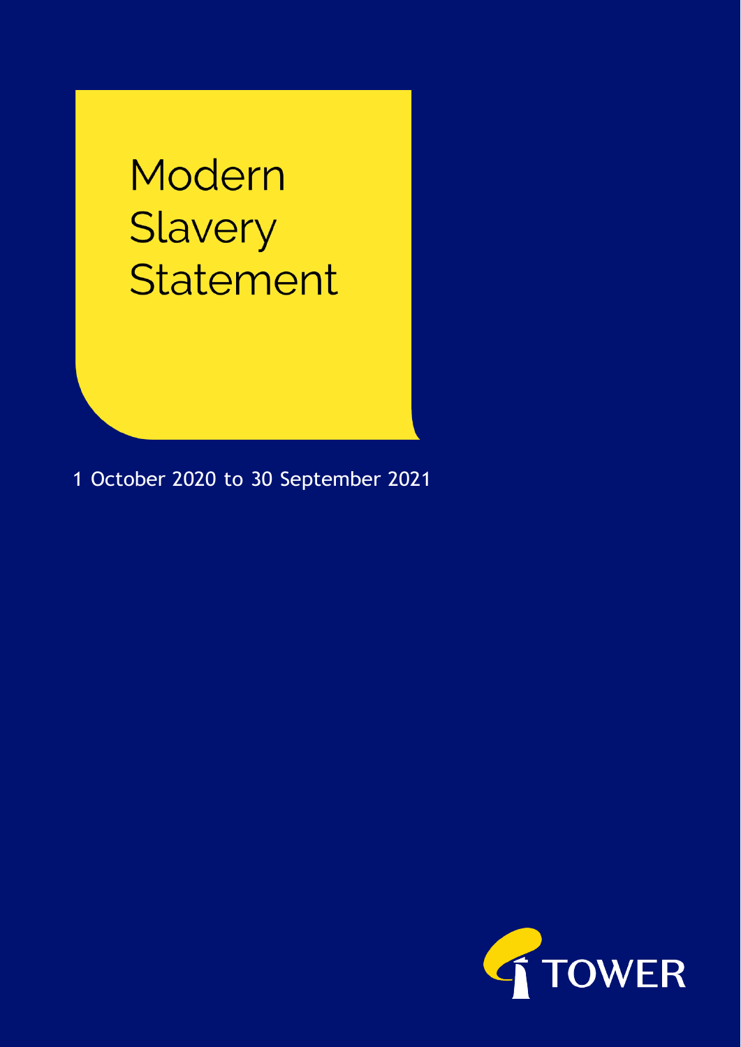# Modern Slavery Statement

1 October 2020 to 30 September 2021

TOWER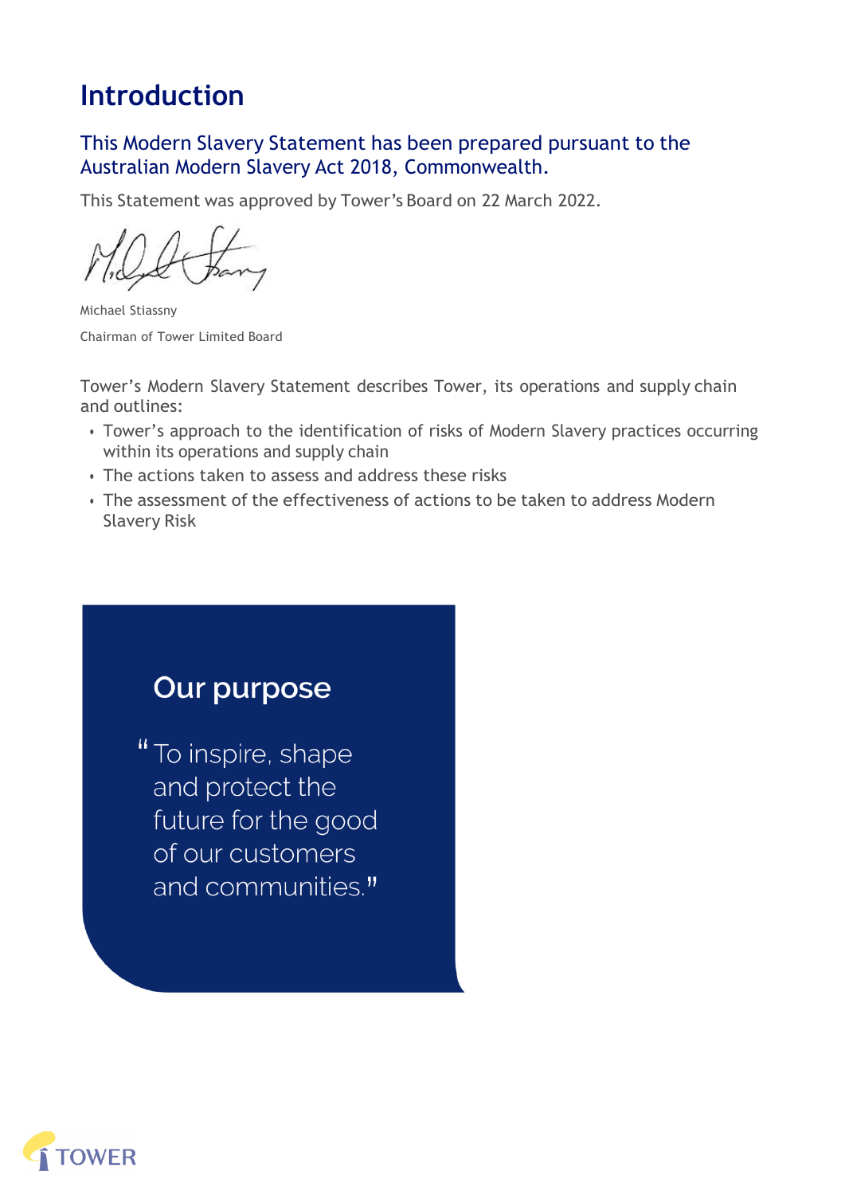# Introduction

## This Modern Slavery Statement has been prepared pursuant to the Australian Modern Slavery Act 2018, Commonwealth.

This Statement was approved by Tower's Board on 22 March 2022.

Michael Stiassny

Chairman of Tower Limited Board

Tower's Modern Slavery Statement describes Tower, its operations and supply chain and outlines:

- Tower's approach to the identification of risks of Modern Slavery practices occurring within its operations and supply chain
- The actions taken to assess and address these risks
- The assessment of the effectiveness of actions to be taken to address Modern Slavery Risk

## Our purpose

"To inspire, shape and protect the future for the good of our customers and communities."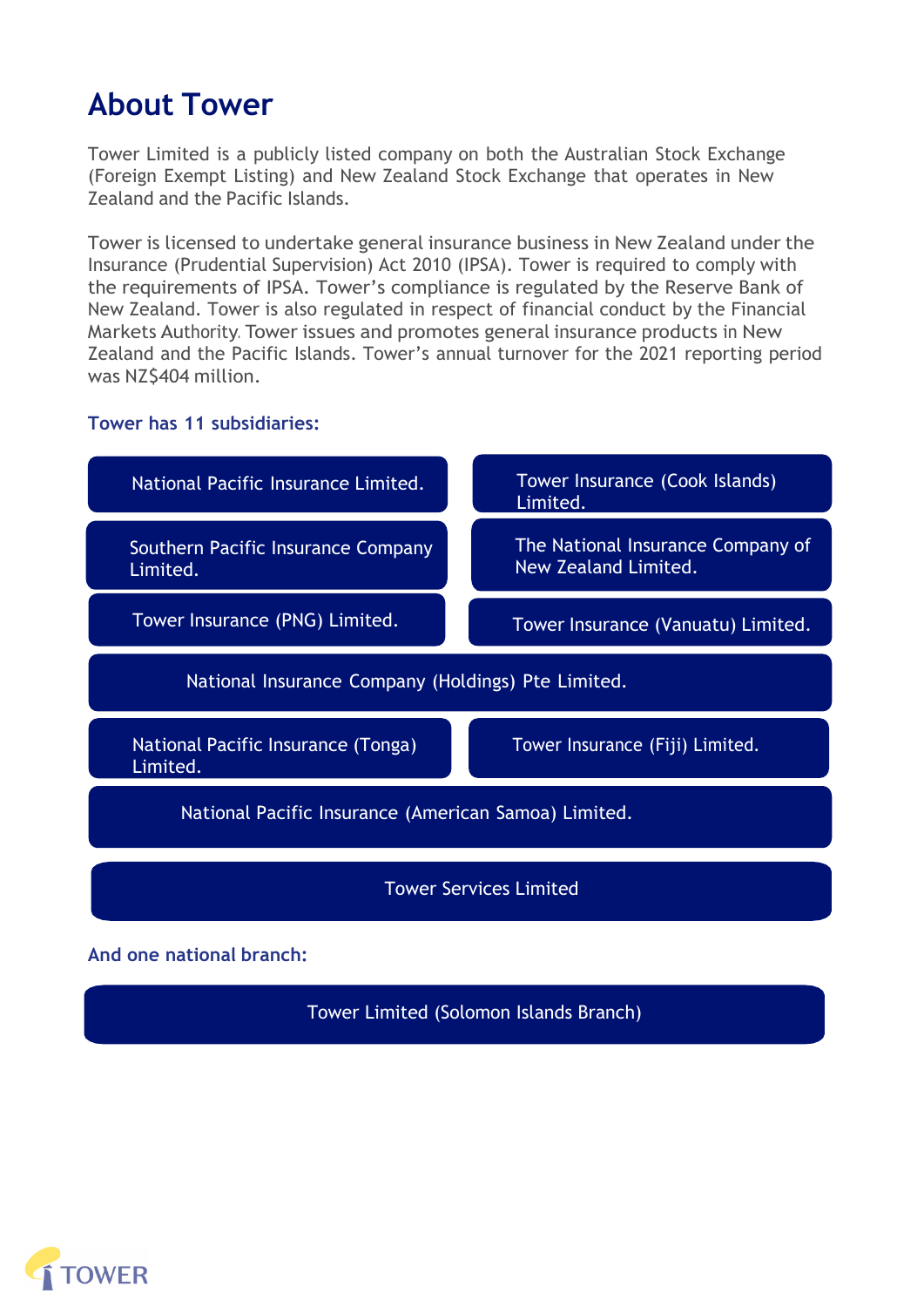# About Tower

Tower Limited is a publicly listed company on both the Australian Stock Exchange (Foreign Exempt Listing) and New Zealand Stock Exchange that operates in New Zealand and the Pacific Islands.

Tower is licensed to undertake general insurance business in New Zealand under the Insurance (Prudential Supervision) Act 2010 (IPSA). Tower is required to comply with the requirements of IPSA. Tower's compliance is regulated by the Reserve Bank of New Zealand. Tower is also regulated in respect of financial conduct by the Financial Markets Authority. Tower issues and promotes general insurance products in New Zealand and the Pacific Islands. Tower's annual turnover for the 2021 reporting period was NZ$404 million.

### Tower has 11 subsidiaries:

- National Pacific Insurance Limited.
- Tower Insurance (Cook Islands) Limited.
- Southern Pacific Insurance Company Limited.
- The National Insurance Company of New Zealand Limited.
- Tower Insurance (PNG) Limited.
- Tower Insurance (Vanuatu) Limited.
- National Insurance Company (Holdings) Pte Limited.
- National Pacific Insurance (Tonga) Limited.
- Tower Insurance (Fiji) Limited.
- National Pacific Insurance (American Samoa) Limited.
- Tower Services Limited

### And one national branch:

- Tower Limited (Solomon Islands Branch)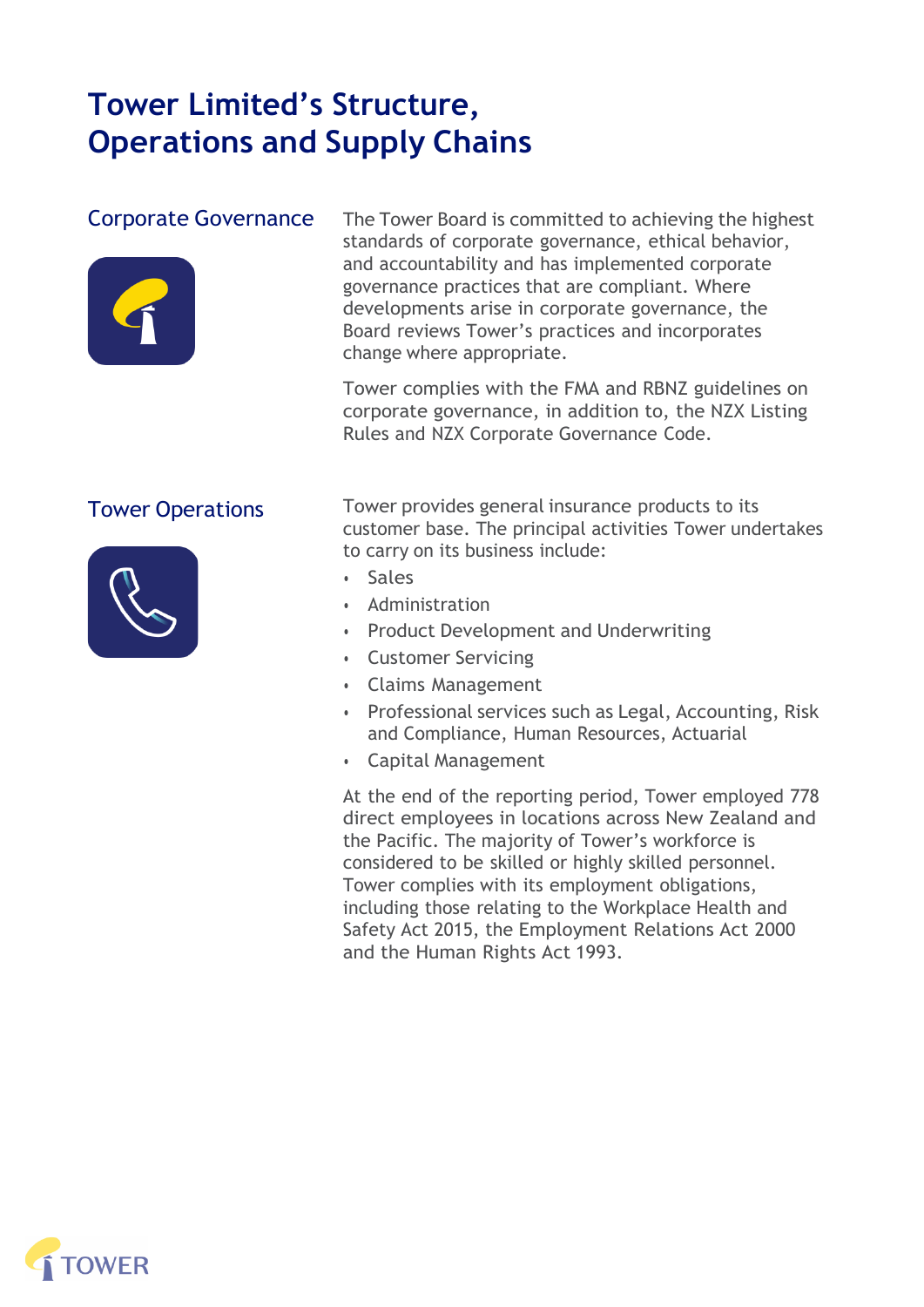# Tower Limited's Structure, Operations and Supply Chains

## Corporate Governance

The Tower Board is committed to achieving the highest standards of corporate governance, ethical behavior, and accountability and has implemented corporate governance practices that are compliant. Where developments arise in corporate governance, the Board reviews Tower's practices and incorporates change where appropriate.

Tower complies with the FMA and RBNZ guidelines on corporate governance, in addition to, the NZX Listing Rules and NZX Corporate Governance Code.

## Tower Operations

Tower provides general insurance products to its customer base. The principal activities Tower undertakes to carry on its business include:

- Sales
- Administration
- Product Development and Underwriting
- Customer Servicing
- Claims Management
- Professional services such as Legal, Accounting, Risk and Compliance, Human Resources, Actuarial
- Capital Management

At the end of the reporting period, Tower employed 778 direct employees in locations across New Zealand and the Pacific. The majority of Tower's workforce is considered to be skilled or highly skilled personnel. Tower complies with its employment obligations, including those relating to the Workplace Health and Safety Act 2015, the Employment Relations Act 2000 and the Human Rights Act 1993.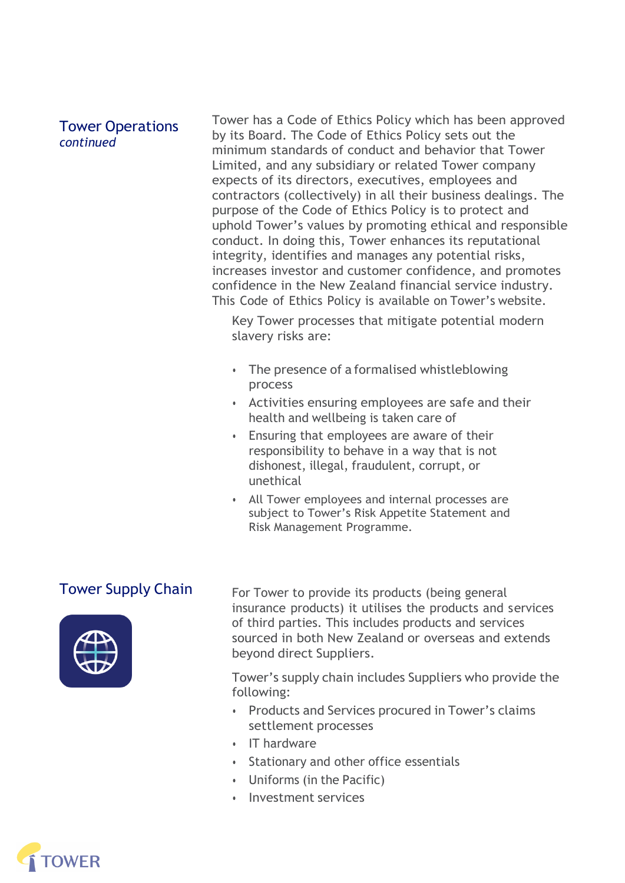## Tower Operations

*continued*

Tower has a Code of Ethics Policy which has been approved by its Board. The Code of Ethics Policy sets out the minimum standards of conduct and behavior that Tower Limited, and any subsidiary or related Tower company expects of its directors, executives, employees and contractors (collectively) in all their business dealings. The purpose of the Code of Ethics Policy is to protect and uphold Tower's values by promoting ethical and responsible conduct. In doing this, Tower enhances its reputational integrity, identifies and manages any potential risks, increases investor and customer confidence, and promotes confidence in the New Zealand financial service industry. This Code of Ethics Policy is available on Tower's website.

Key Tower processes that mitigate potential modern slavery risks are:

- The presence of a formalised whistleblowing process
- Activities ensuring employees are safe and their health and wellbeing is taken care of
- Ensuring that employees are aware of their responsibility to behave in a way that is not dishonest, illegal, fraudulent, corrupt, or unethical
- All Tower employees and internal processes are subject to Tower's Risk Appetite Statement and Risk Management Programme.

## Tower Supply Chain

For Tower to provide its products (being general insurance products) it utilises the products and services of third parties. This includes products and services sourced in both New Zealand or overseas and extends beyond direct Suppliers.

Tower's supply chain includes Suppliers who provide the following:

- Products and Services procured in Tower's claims settlement processes
- IT hardware
- Stationary and other office essentials
- Uniforms (in the Pacific)
- Investment services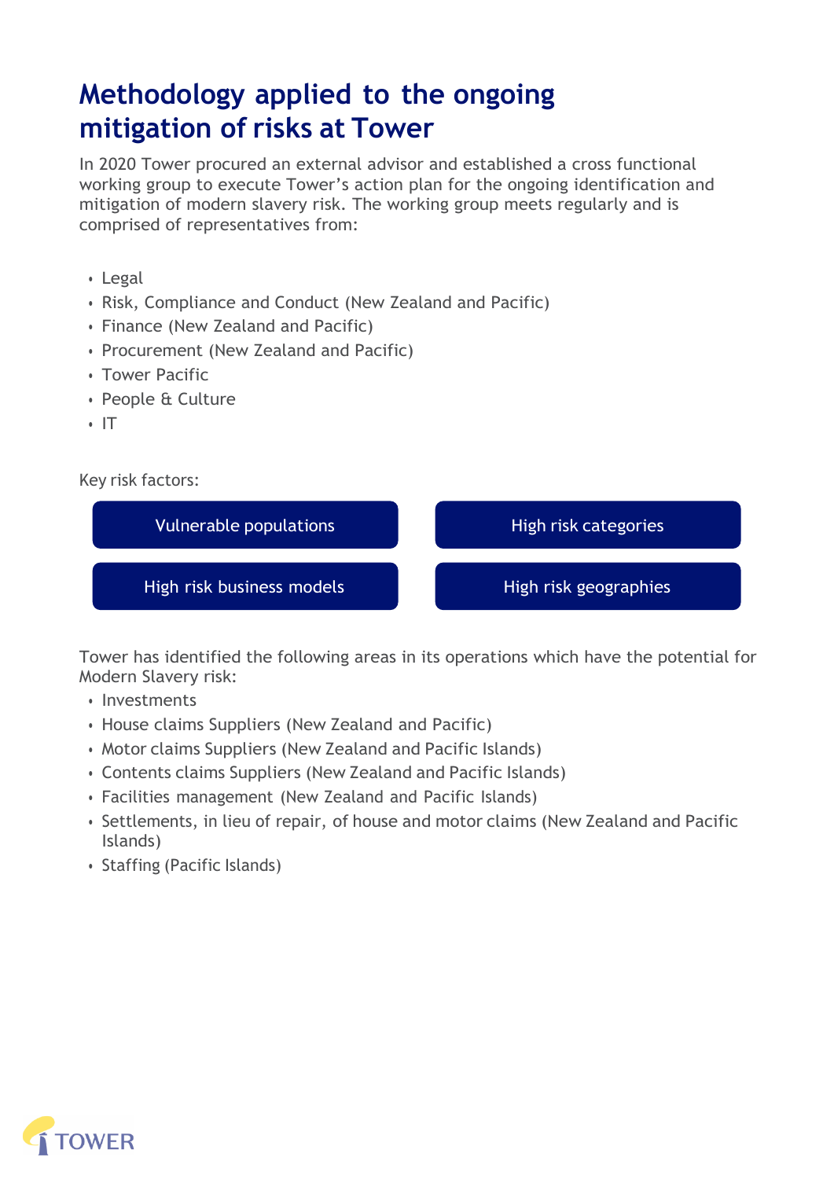# Methodology applied to the ongoing mitigation of risks at Tower

In 2020 Tower procured an external advisor and established a cross functional working group to execute Tower's action plan for the ongoing identification and mitigation of modern slavery risk. The working group meets regularly and is comprised of representatives from:

- Legal
- Risk, Compliance and Conduct (New Zealand and Pacific)
- Finance (New Zealand and Pacific)
- Procurement (New Zealand and Pacific)
- Tower Pacific
- People & Culture
- IT

Key risk factors:

- Vulnerable populations
- High risk categories
- High risk business models
- High risk geographies

Tower has identified the following areas in its operations which have the potential for Modern Slavery risk:

- Investments
- House claims Suppliers (New Zealand and Pacific)
- Motor claims Suppliers (New Zealand and Pacific Islands)
- Contents claims Suppliers (New Zealand and Pacific Islands)
- Facilities management (New Zealand and Pacific Islands)
- Settlements, in lieu of repair, of house and motor claims (New Zealand and Pacific Islands)
- Staffing (Pacific Islands)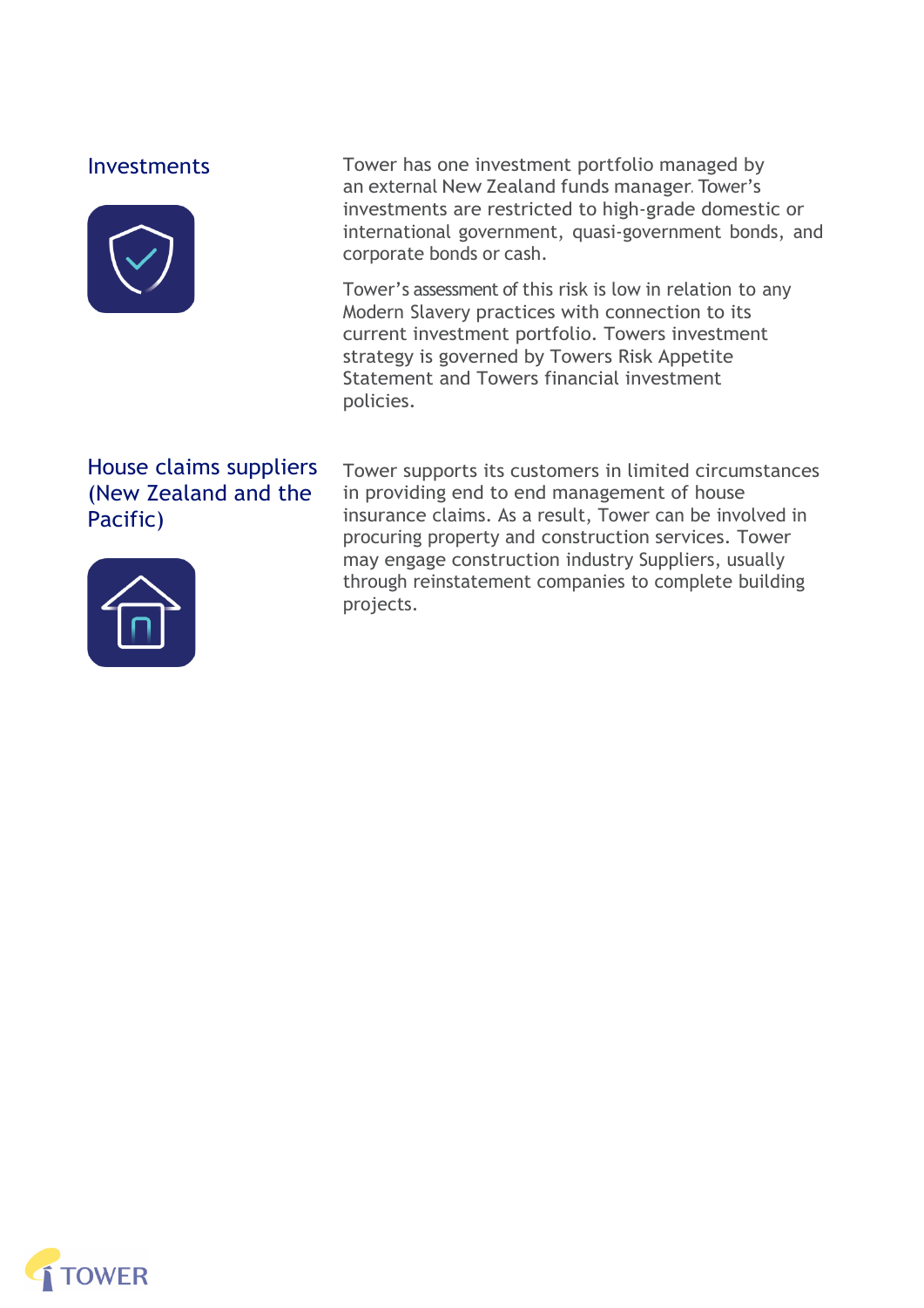## Investments

Tower has one investment portfolio managed by an external New Zealand funds manager. Tower's investments are restricted to high-grade domestic or international government, quasi-government bonds, and corporate bonds or cash.

Tower's assessment of this risk is low in relation to any Modern Slavery practices with connection to its current investment portfolio. Towers investment strategy is governed by Towers Risk Appetite Statement and Towers financial investment policies.

## House claims suppliers (New Zealand and the Pacific)

Tower supports its customers in limited circumstances in providing end to end management of house insurance claims. As a result, Tower can be involved in procuring property and construction services. Tower may engage construction industry Suppliers, usually through reinstatement companies to complete building projects.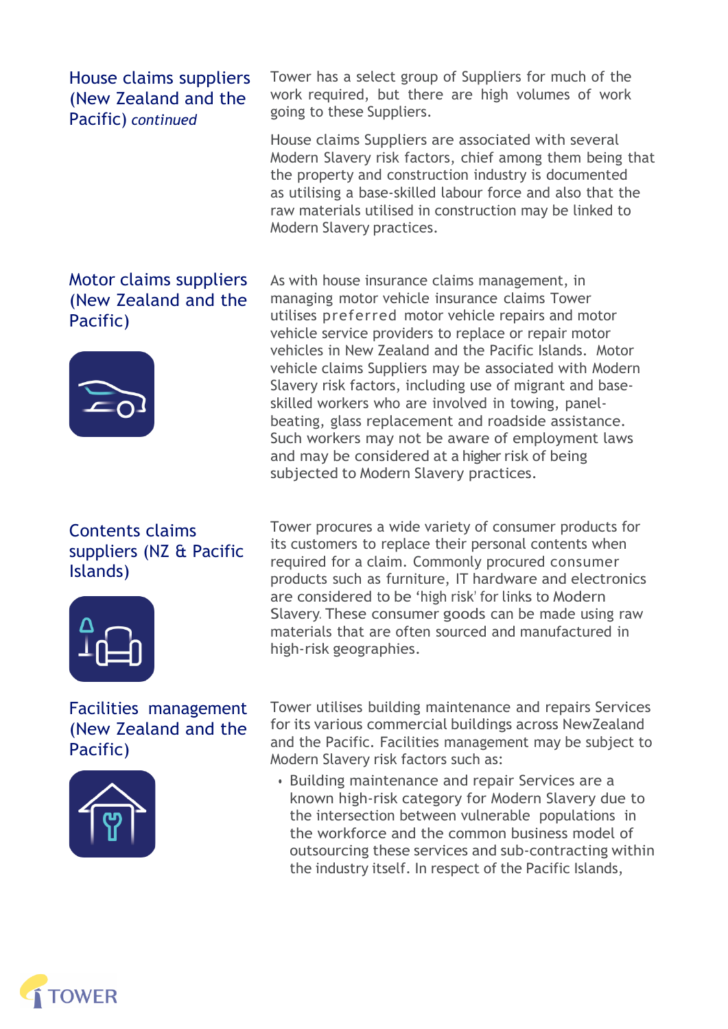### House claims suppliers (New Zealand and the Pacific) *continued*

Tower has a select group of Suppliers for much of the work required, but there are high volumes of work going to these Suppliers.

House claims Suppliers are associated with several Modern Slavery risk factors, chief among them being that the property and construction industry is documented as utilising a base-skilled labour force and also that the raw materials utilised in construction may be linked to Modern Slavery practices.

### Motor claims suppliers (New Zealand and the Pacific)

As with house insurance claims management, in managing motor vehicle insurance claims Tower utilises preferred motor vehicle repairs and motor vehicle service providers to replace or repair motor vehicles in New Zealand and the Pacific Islands. Motor vehicle claims Suppliers may be associated with Modern Slavery risk factors, including use of migrant and base-skilled workers who are involved in towing, panel-beating, glass replacement and roadside assistance. Such workers may not be aware of employment laws and may be considered at a higher risk of being subjected to Modern Slavery practices.

### Contents claims suppliers (NZ & Pacific Islands)

Tower procures a wide variety of consumer products for its customers to replace their personal contents when required for a claim. Commonly procured consumer products such as furniture, IT hardware and electronics are considered to be 'high risk' for links to Modern Slavery. These consumer goods can be made using raw materials that are often sourced and manufactured in high-risk geographies.

### Facilities management (New Zealand and the Pacific)

Tower utilises building maintenance and repairs Services for its various commercial buildings across NewZealand and the Pacific. Facilities management may be subject to Modern Slavery risk factors such as:

- Building maintenance and repair Services are a known high-risk category for Modern Slavery due to the intersection between vulnerable populations in the workforce and the common business model of outsourcing these services and sub-contracting within the industry itself. In respect of the Pacific Islands,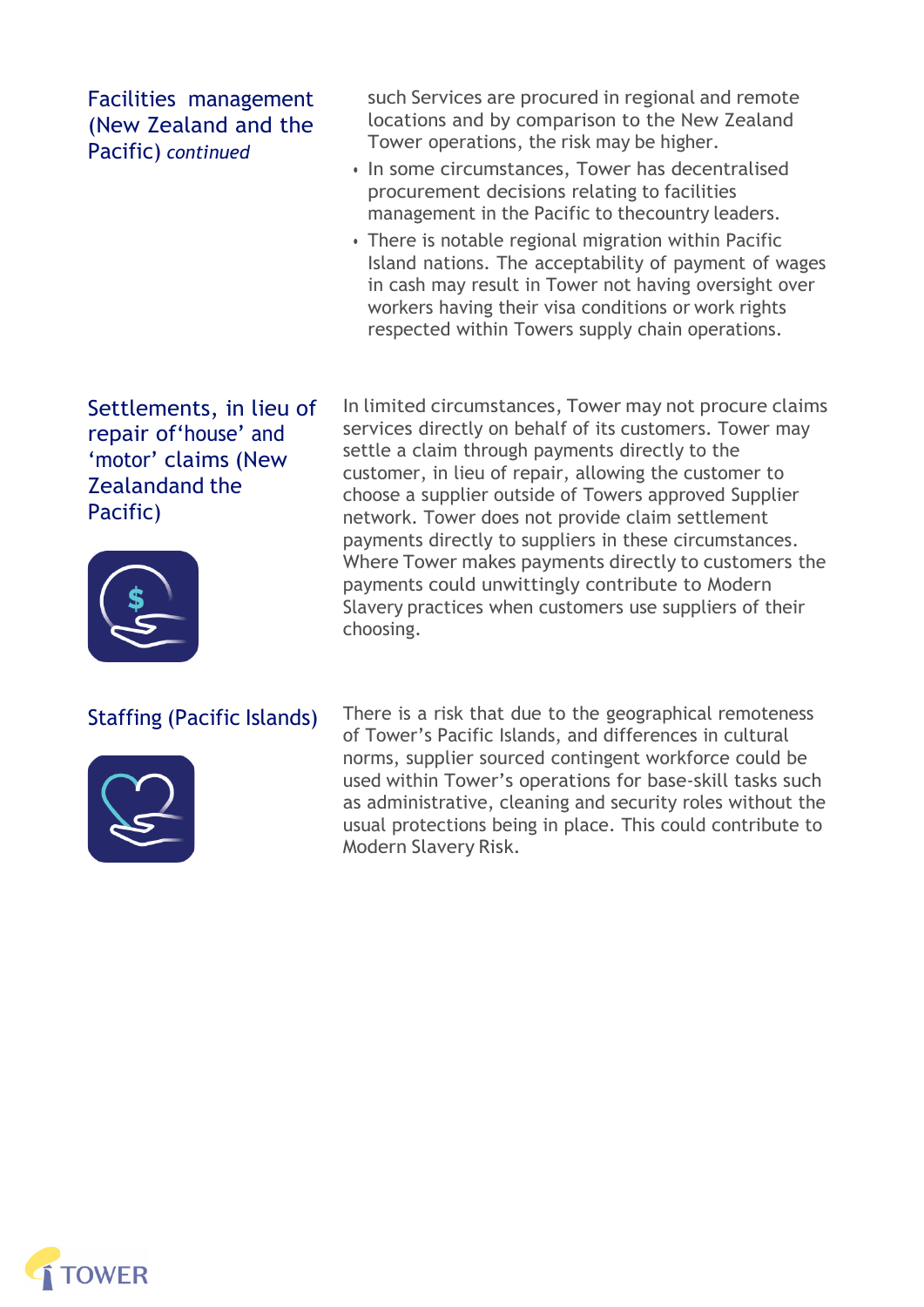### Facilities management (New Zealand and the Pacific) *continued*

such Services are procured in regional and remote locations and by comparison to the New Zealand Tower operations, the risk may be higher.

- In some circumstances, Tower has decentralised procurement decisions relating to facilities management in the Pacific to thecountry leaders.
- There is notable regional migration within Pacific Island nations. The acceptability of payment of wages in cash may result in Tower not having oversight over workers having their visa conditions or work rights respected within Towers supply chain operations.

### Settlements, in lieu of repair of'house' and 'motor' claims (New Zealandand the Pacific)

In limited circumstances, Tower may not procure claims services directly on behalf of its customers. Tower may settle a claim through payments directly to the customer, in lieu of repair, allowing the customer to choose a supplier outside of Towers approved Supplier network. Tower does not provide claim settlement payments directly to suppliers in these circumstances. Where Tower makes payments directly to customers the payments could unwittingly contribute to Modern Slavery practices when customers use suppliers of their choosing.

### Staffing (Pacific Islands)

There is a risk that due to the geographical remoteness of Tower's Pacific Islands, and differences in cultural norms, supplier sourced contingent workforce could be used within Tower's operations for base-skill tasks such as administrative, cleaning and security roles without the usual protections being in place. This could contribute to Modern Slavery Risk.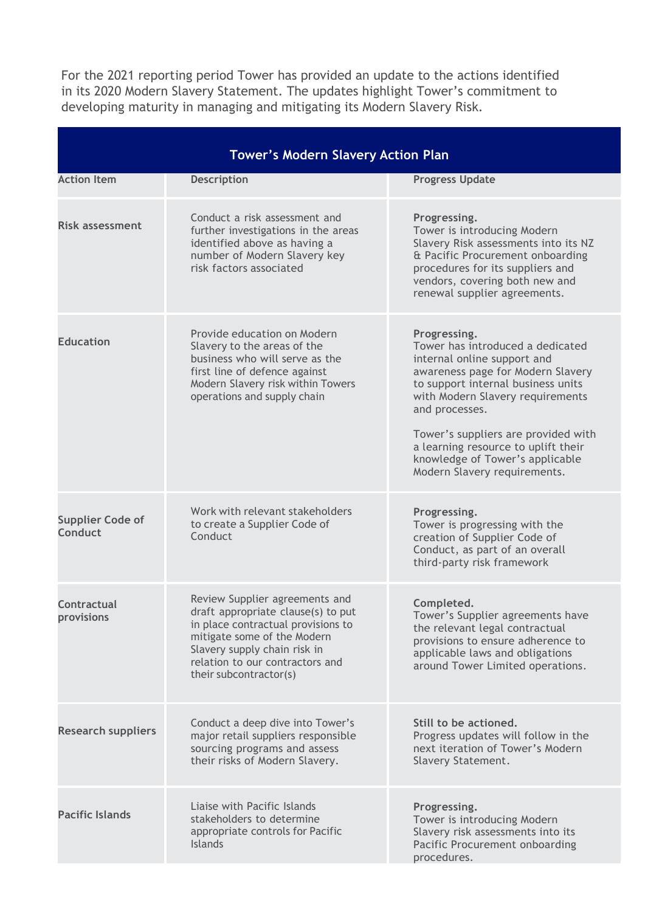For the 2021 reporting period Tower has provided an update to the actions identified in its 2020 Modern Slavery Statement. The updates highlight Tower's commitment to developing maturity in managing and mitigating its Modern Slavery Risk.

| Tower's Modern Slavery Action Plan | | |
|---|---|---|
| **Action Item** | **Description** | **Progress Update** |
| **Risk assessment** | Conduct a risk assessment and further investigations in the areas identified above as having a number of Modern Slavery key risk factors associated | **Progressing.** Tower is introducing Modern Slavery Risk assessments into its NZ & Pacific Procurement onboarding procedures for its suppliers and vendors, covering both new and renewal supplier agreements. |
| **Education** | Provide education on Modern Slavery to the areas of the business who will serve as the first line of defence against Modern Slavery risk within Towers operations and supply chain | **Progressing.** Tower has introduced a dedicated internal online support and awareness page for Modern Slavery to support internal business units with Modern Slavery requirements and processes.<br><br>Tower's suppliers are provided with a learning resource to uplift their knowledge of Tower's applicable Modern Slavery requirements. |
| **Supplier Code of Conduct** | Work with relevant stakeholders to create a Supplier Code of Conduct | **Progressing.** Tower is progressing with the creation of Supplier Code of Conduct, as part of an overall third-party risk framework |
| **Contractual provisions** | Review Supplier agreements and draft appropriate clause(s) to put in place contractual provisions to mitigate some of the Modern Slavery supply chain risk in relation to our contractors and their subcontractor(s) | **Completed.** Tower's Supplier agreements have the relevant legal contractual provisions to ensure adherence to applicable laws and obligations around Tower Limited operations. |
| **Research suppliers** | Conduct a deep dive into Tower's major retail suppliers responsible sourcing programs and assess their risks of Modern Slavery. | **Still to be actioned.** Progress updates will follow in the next iteration of Tower's Modern Slavery Statement. |
| **Pacific Islands** | Liaise with Pacific Islands stakeholders to determine appropriate controls for Pacific Islands | **Progressing.** Tower is introducing Modern Slavery risk assessments into its Pacific Procurement onboarding procedures. |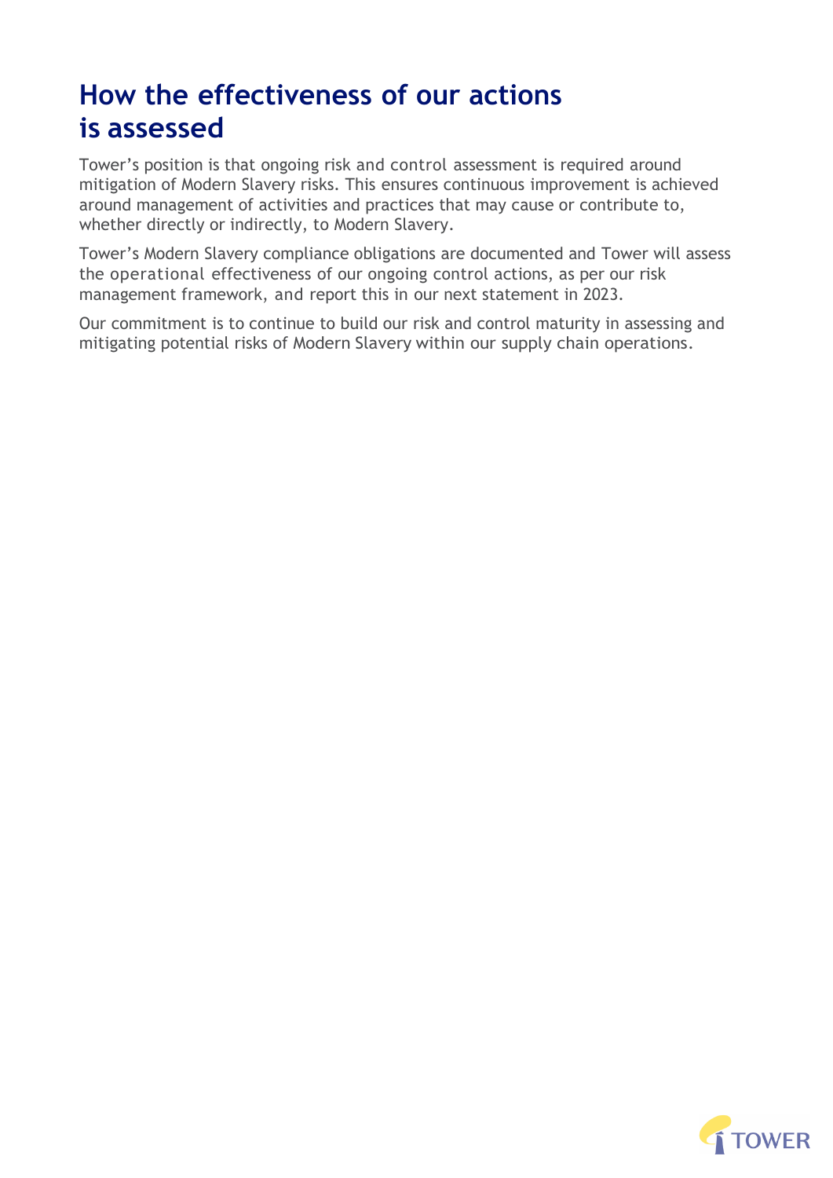# How the effectiveness of our actions is assessed

Tower's position is that ongoing risk and control assessment is required around mitigation of Modern Slavery risks. This ensures continuous improvement is achieved around management of activities and practices that may cause or contribute to, whether directly or indirectly, to Modern Slavery.

Tower's Modern Slavery compliance obligations are documented and Tower will assess the operational effectiveness of our ongoing control actions, as per our risk management framework, and report this in our next statement in 2023.

Our commitment is to continue to build our risk and control maturity in assessing and mitigating potential risks of Modern Slavery within our supply chain operations.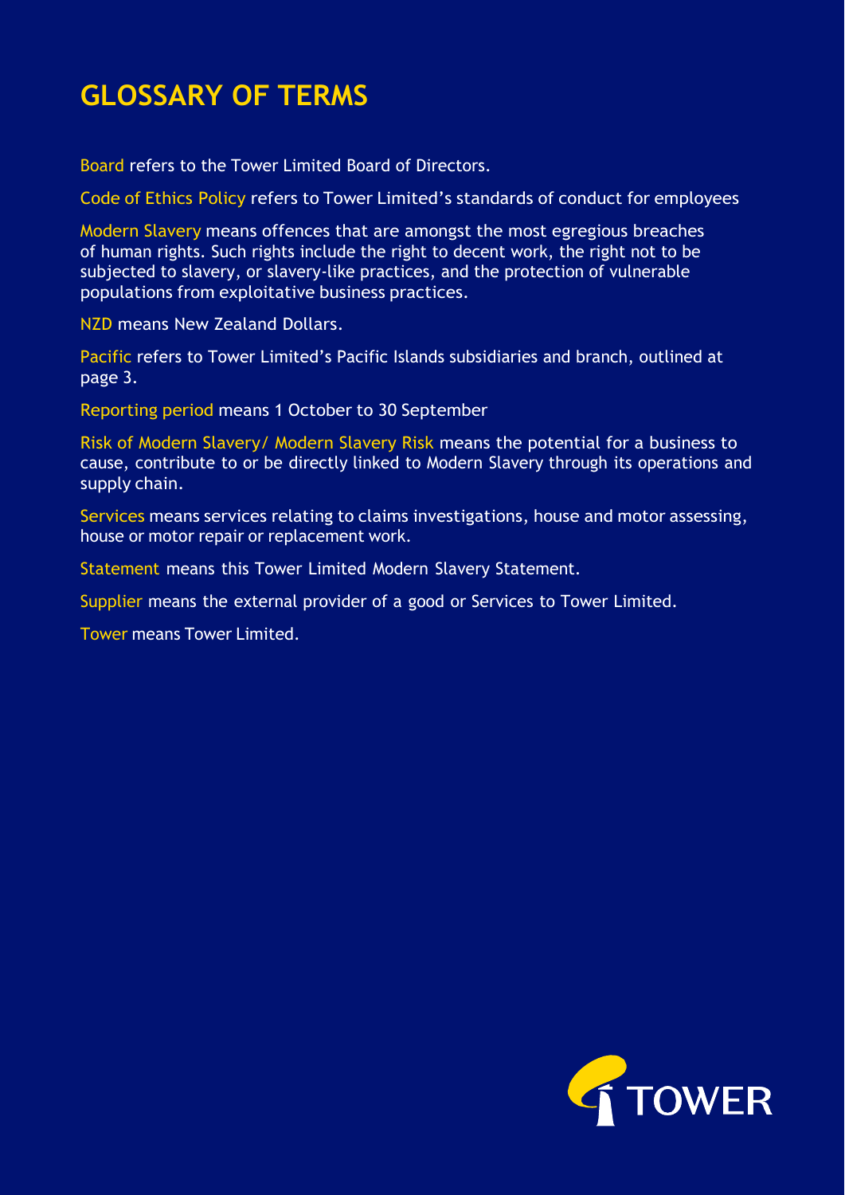# GLOSSARY OF TERMS

Board refers to the Tower Limited Board of Directors.

Code of Ethics Policy refers to Tower Limited's standards of conduct for employees

Modern Slavery means offences that are amongst the most egregious breaches of human rights. Such rights include the right to decent work, the right not to be subjected to slavery, or slavery-like practices, and the protection of vulnerable populations from exploitative business practices.

NZD means New Zealand Dollars.

Pacific refers to Tower Limited's Pacific Islands subsidiaries and branch, outlined at page 3.

Reporting period means 1 October to 30 September

Risk of Modern Slavery/ Modern Slavery Risk means the potential for a business to cause, contribute to or be directly linked to Modern Slavery through its operations and supply chain.

Services means services relating to claims investigations, house and motor assessing, house or motor repair or replacement work.

Statement means this Tower Limited Modern Slavery Statement.

Supplier means the external provider of a good or Services to Tower Limited.

Tower means Tower Limited.

TOWER